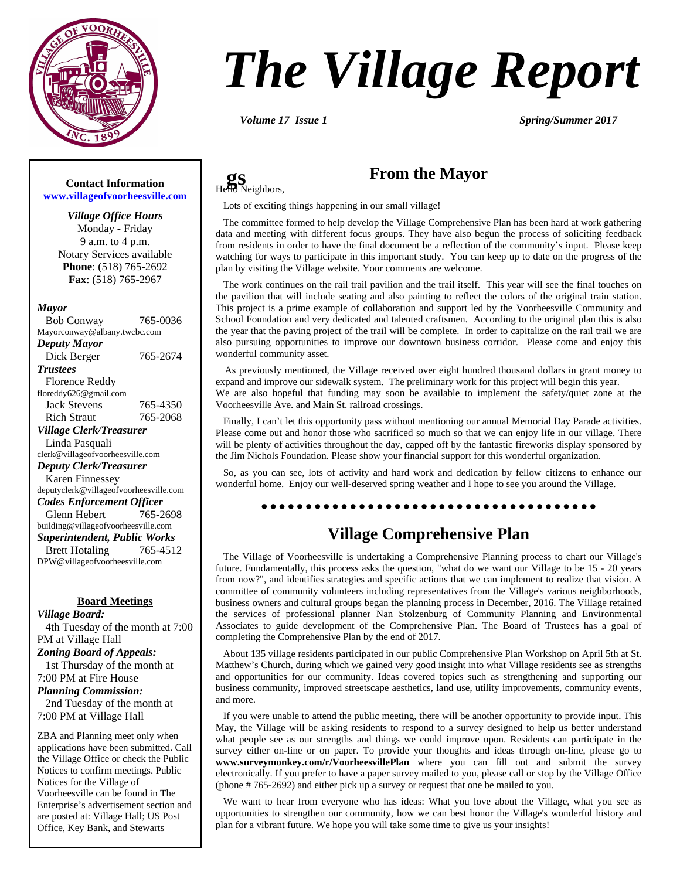# The Village Report

*Volume 17 Issue 1* *Spring/Summer 2017*

**Contact Information**
www.villageofvoorheesville.com

*Village Office Hours*
Monday - Friday
9 a.m. to 4 p.m.
Notary Services available
**Phone**: (518) 765-2692
**Fax**: (518) 765-2967

***Mayor***
Bob Conway 765-0036
Mayorconway@albany.twcbc.com

***Deputy Mayor***
Dick Berger 765-2674

***Trustees***
Florence Reddy
floreddy626@gmail.com
Jack Stevens 765-4350
Rich Straut 765-2068

***Village Clerk/Treasurer***
Linda Pasquali
clerk@villageofvoorheesville.com

***Deputy Clerk/Treasurer***
Karen Finnessey
deputyclerk@villageofvoorheesville.com

***Codes Enforcement Officer***
Glenn Hebert 765-2698
building@villageofvoorheesville.com

***Superintendent, Public Works***
Brett Hotaling 765-4512
DPW@villageofvoorheesville.com

**Board Meetings**

***Village Board:***
4th Tuesday of the month at 7:00 PM at Village Hall

***Zoning Board of Appeals:***
1st Thursday of the month at 7:00 PM at Fire House

***Planning Commission:***
2nd Tuesday of the month at 7:00 PM at Village Hall

ZBA and Planning meet only when applications have been submitted. Call the Village Office or check the Public Notices to confirm meetings. Public Notices for the Village of Voorheesville can be found in The Enterprise's advertisement section and are posted at: Village Hall; US Post Office, Key Bank, and Stewarts

## From the Mayor

Hello Neighbors,

Lots of exciting things happening in our small village!

The committee formed to help develop the Village Comprehensive Plan has been hard at work gathering data and meeting with different focus groups. They have also begun the process of soliciting feedback from residents in order to have the final document be a reflection of the community's input. Please keep watching for ways to participate in this important study. You can keep up to date on the progress of the plan by visiting the Village website. Your comments are welcome.

The work continues on the rail trail pavilion and the trail itself. This year will see the final touches on the pavilion that will include seating and also painting to reflect the colors of the original train station. This project is a prime example of collaboration and support led by the Voorheesville Community and School Foundation and very dedicated and talented craftsmen. According to the original plan this is also the year that the paving project of the trail will be complete. In order to capitalize on the rail trail we are also pursuing opportunities to improve our downtown business corridor. Please come and enjoy this wonderful community asset.

As previously mentioned, the Village received over eight hundred thousand dollars in grant money to expand and improve our sidewalk system. The preliminary work for this project will begin this year.
We are also hopeful that funding may soon be available to implement the safety/quiet zone at the Voorheesville Ave. and Main St. railroad crossings.

Finally, I can't let this opportunity pass without mentioning our annual Memorial Day Parade activities. Please come out and honor those who sacrificed so much so that we can enjoy life in our village. There will be plenty of activities throughout the day, capped off by the fantastic fireworks display sponsored by the Jim Nichols Foundation. Please show your financial support for this wonderful organization.

So, as you can see, lots of activity and hard work and dedication by fellow citizens to enhance our wonderful home. Enjoy our well-deserved spring weather and I hope to see you around the Village.

## Village Comprehensive Plan

The Village of Voorheesville is undertaking a Comprehensive Planning process to chart our Village's future. Fundamentally, this process asks the question, "what do we want our Village to be 15 - 20 years from now?", and identifies strategies and specific actions that we can implement to realize that vision. A committee of community volunteers including representatives from the Village's various neighborhoods, business owners and cultural groups began the planning process in December, 2016. The Village retained the services of professional planner Nan Stolzenburg of Community Planning and Environmental Associates to guide development of the Comprehensive Plan. The Board of Trustees has a goal of completing the Comprehensive Plan by the end of 2017.

About 135 village residents participated in our public Comprehensive Plan Workshop on April 5th at St. Matthew's Church, during which we gained very good insight into what Village residents see as strengths and opportunities for our community. Ideas covered topics such as strengthening and supporting our business community, improved streetscape aesthetics, land use, utility improvements, community events, and more.

If you were unable to attend the public meeting, there will be another opportunity to provide input. This May, the Village will be asking residents to respond to a survey designed to help us better understand what people see as our strengths and things we could improve upon. Residents can participate in the survey either on-line or on paper. To provide your thoughts and ideas through on-line, please go to **www.surveymonkey.com/r/VoorheesvillePlan** where you can fill out and submit the survey electronically. If you prefer to have a paper survey mailed to you, please call or stop by the Village Office (phone # 765-2692) and either pick up a survey or request that one be mailed to you.

We want to hear from everyone who has ideas: What you love about the Village, what you see as opportunities to strengthen our community, how we can best honor the Village's wonderful history and plan for a vibrant future. We hope you will take some time to give us your insights!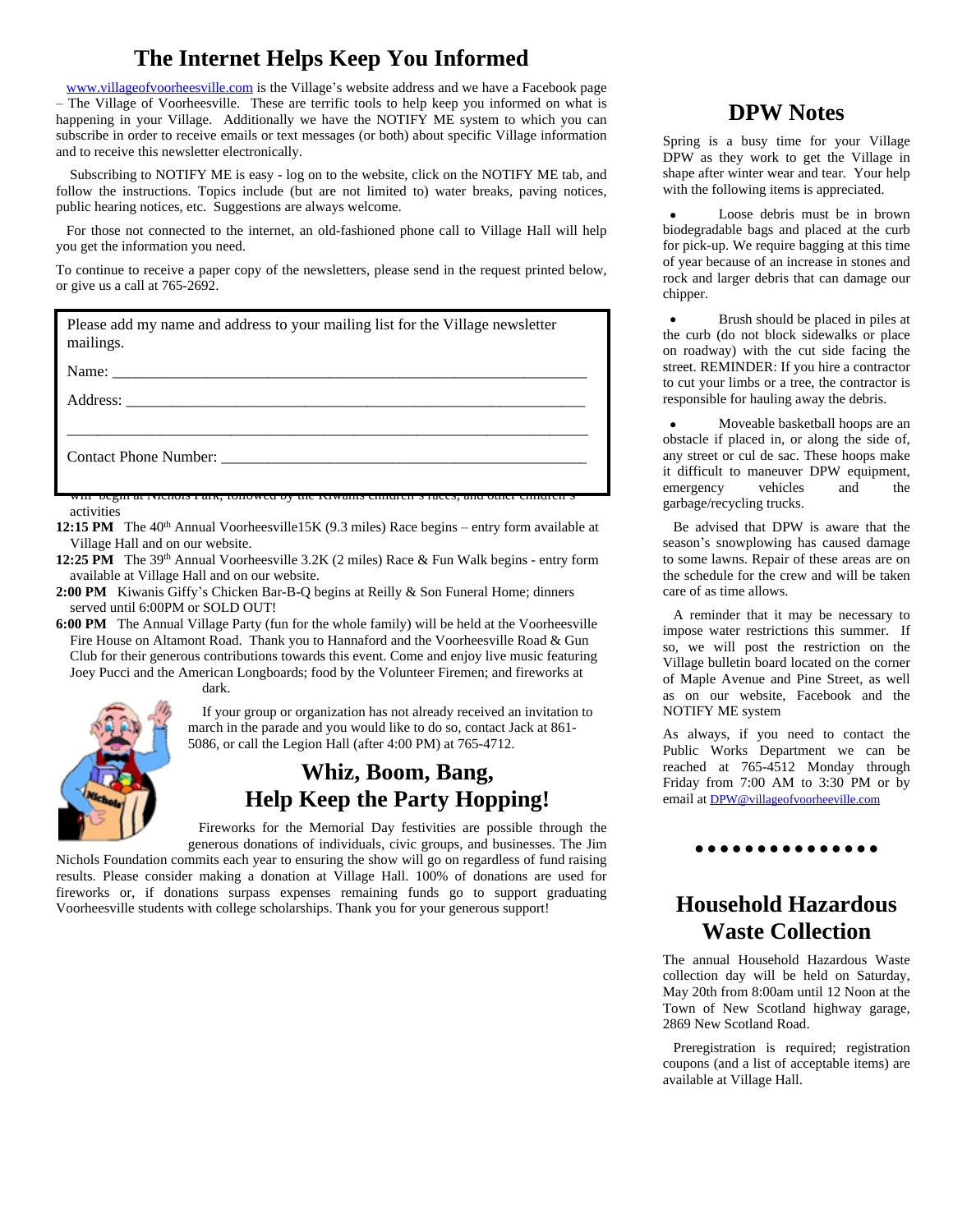## The Internet Helps Keep You Informed

www.villageofvoorheesville.com is the Village's website address and we have a Facebook page – The Village of Voorheesville. These are terrific tools to help keep you informed on what is happening in your Village. Additionally we have the NOTIFY ME system to which you can subscribe in order to receive emails or text messages (or both) about specific Village information and to receive this newsletter electronically.

Subscribing to NOTIFY ME is easy - log on to the website, click on the NOTIFY ME tab, and follow the instructions. Topics include (but are not limited to) water breaks, paving notices, public hearing notices, etc. Suggestions are always welcome.

For those not connected to the internet, an old-fashioned phone call to Village Hall will help you get the information you need.

To continue to receive a paper copy of the newsletters, please send in the request printed below, or give us a call at 765-2692.

> Please add my name and address to your mailing list for the Village newsletter mailings.
>
> Name: ___________________________________________________________
>
> Address: _________________________________________________________
>
> ________________________________________________________________
>
> Contact Phone Number: ___________________________________________

will begin at Nichols Park, followed by the Kiwanis children's races, and other children's activities

**12:15 PM** The 40th Annual Voorheesville15K (9.3 miles) Race begins – entry form available at Village Hall and on our website.

**12:25 PM** The 39th Annual Voorheesville 3.2K (2 miles) Race & Fun Walk begins - entry form available at Village Hall and on our website.

**2:00 PM** Kiwanis Giffy's Chicken Bar-B-Q begins at Reilly & Son Funeral Home; dinners served until 6:00PM or SOLD OUT!

**6:00 PM** The Annual Village Party (fun for the whole family) will be held at the Voorheesville Fire House on Altamont Road. Thank you to Hannaford and the Voorheesville Road & Gun Club for their generous contributions towards this event. Come and enjoy live music featuring Joey Pucci and the American Longboards; food by the Volunteer Firemen; and fireworks at dark.

If your group or organization has not already received an invitation to march in the parade and you would like to do so, contact Jack at 861-5086, or call the Legion Hall (after 4:00 PM) at 765-4712.

## Whiz, Boom, Bang, Help Keep the Party Hopping!

Fireworks for the Memorial Day festivities are possible through the generous donations of individuals, civic groups, and businesses. The Jim Nichols Foundation commits each year to ensuring the show will go on regardless of fund raising results. Please consider making a donation at Village Hall. 100% of donations are used for fireworks or, if donations surpass expenses remaining funds go to support graduating Voorheesville students with college scholarships. Thank you for your generous support!

## DPW Notes

Spring is a busy time for your Village DPW as they work to get the Village in shape after winter wear and tear. Your help with the following items is appreciated.

- Loose debris must be in brown biodegradable bags and placed at the curb for pick-up. We require bagging at this time of year because of an increase in stones and rock and larger debris that can damage our chipper.
- Brush should be placed in piles at the curb (do not block sidewalks or place on roadway) with the cut side facing the street. REMINDER: If you hire a contractor to cut your limbs or a tree, the contractor is responsible for hauling away the debris.
- Moveable basketball hoops are an obstacle if placed in, or along the side of, any street or cul de sac. These hoops make it difficult to maneuver DPW equipment, emergency vehicles and the garbage/recycling trucks.

Be advised that DPW is aware that the season's snowplowing has caused damage to some lawns. Repair of these areas are on the schedule for the crew and will be taken care of as time allows.

A reminder that it may be necessary to impose water restrictions this summer. If so, we will post the restriction on the Village bulletin board located on the corner of Maple Avenue and Pine Street, as well as on our website, Facebook and the NOTIFY ME system

As always, if you need to contact the Public Works Department we can be reached at 765-4512 Monday through Friday from 7:00 AM to 3:30 PM or by email at DPW@villageofvoorheeville.com

•••••••••••••••

## Household Hazardous Waste Collection

The annual Household Hazardous Waste collection day will be held on Saturday, May 20th from 8:00am until 12 Noon at the Town of New Scotland highway garage, 2869 New Scotland Road.

Preregistration is required; registration coupons (and a list of acceptable items) are available at Village Hall.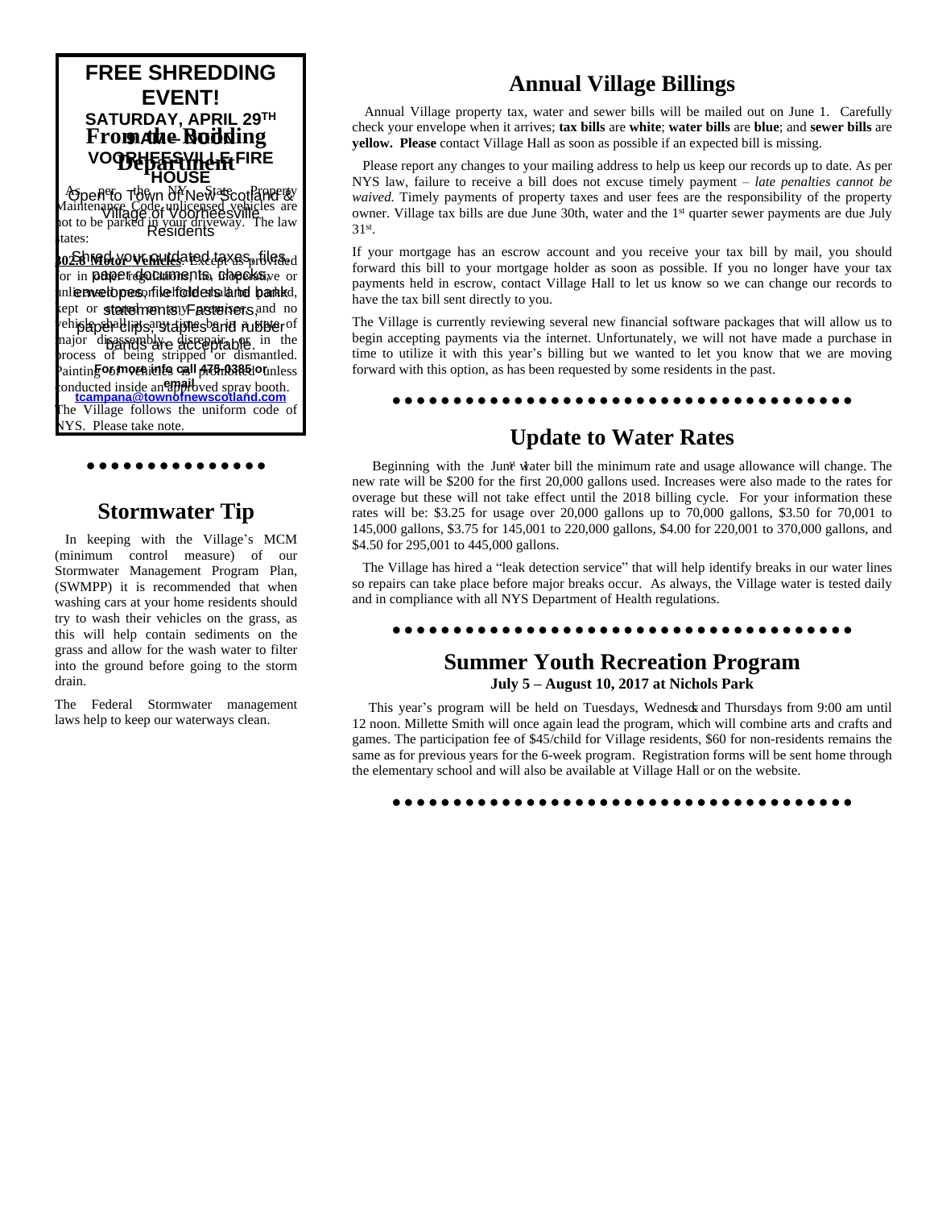## FREE SHREDDING EVENT!

### SATURDAY, APRIL 29TH

### 9 AM – NOON

### VOORHEESVILLE FIRE HOUSE

Open to Town of New Scotland & Village of Voorheesville Residents

Shred your outdated taxes, files, paper documents, checks, envelopes, file folders and bank statements. Fasteners, paper clips, staples and rubber bands are acceptable.

For more info call 475-0385 or email tcampana@townofnewscotland.com

## From the Building Department

As per the NY State Property Maintenance Code, unlicensed vehicles are not to be parked in your driveway. The law states:

**302.8 Motor Vehicles**: Except as provided for in other regulations, no inoperative or unlicensed motor vehicle shall be parked, kept or stored on any premises, and no vehicle shall at any time be in a state of major disassembly, disrepair, or in the process of being stripped or dismantled. Painting of vehicles is prohibited unless conducted inside an approved spray booth.

The Village follows the uniform code of NYS. Please take note.

●●●●●●●●●●●●●●●

## Stormwater Tip

In keeping with the Village's MCM (minimum control measure) of our Stormwater Management Program Plan, (SWMPP) it is recommended that when washing cars at your home residents should try to wash their vehicles on the grass, as this will help contain sediments on the grass and allow for the wash water to filter into the ground before going to the storm drain.

The Federal Stormwater management laws help to keep our waterways clean.

## Annual Village Billings

Annual Village property tax, water and sewer bills will be mailed out on June 1. Carefully check your envelope when it arrives; **tax bills** are **white**; **water bills** are **blue**; and **sewer bills** are **yellow. Please** contact Village Hall as soon as possible if an expected bill is missing.

Please report any changes to your mailing address to help us keep our records up to date. As per NYS law, failure to receive a bill does not excuse timely payment – *late penalties cannot be waived.* Timely payments of property taxes and user fees are the responsibility of the property owner. Village tax bills are due June 30th, water and the 1st quarter sewer payments are due July 31st.

If your mortgage has an escrow account and you receive your tax bill by mail, you should forward this bill to your mortgage holder as soon as possible. If you no longer have your tax payments held in escrow, contact Village Hall to let us know so we can change our records to have the tax bill sent directly to you.

The Village is currently reviewing several new financial software packages that will allow us to begin accepting payments via the internet. Unfortunately, we will not have made a purchase in time to utilize it with this year's billing but we wanted to let you know that we are moving forward with this option, as has been requested by some residents in the past.

●●●●●●●●●●●●●●●●●●●●●●●●●●●●●●●●●●●●●●●

## Update to Water Rates

Beginning with the June 1st water bill the minimum rate and usage allowance will change. The new rate will be $200 for the first 20,000 gallons used. Increases were also made to the rates for overage but these will not take effect until the 2018 billing cycle. For your information these rates will be: $3.25 for usage over 20,000 gallons up to 70,000 gallons, $3.50 for 70,001 to 145,000 gallons, $3.75 for 145,001 to 220,000 gallons, $4.00 for 220,001 to 370,000 gallons, and $4.50 for 295,001 to 445,000 gallons.

The Village has hired a "leak detection service" that will help identify breaks in our water lines so repairs can take place before major breaks occur. As always, the Village water is tested daily and in compliance with all NYS Department of Health regulations.

●●●●●●●●●●●●●●●●●●●●●●●●●●●●●●●●●●●●●●●

## Summer Youth Recreation Program

**July 5 – August 10, 2017 at Nichols Park**

This year's program will be held on Tuesdays, Wednesdays and Thursdays from 9:00 am until 12 noon. Millette Smith will once again lead the program, which will combine arts and crafts and games. The participation fee of $45/child for Village residents, $60 for non-residents remains the same as for previous years for the 6-week program. Registration forms will be sent home through the elementary school and will also be available at Village Hall or on the website.

●●●●●●●●●●●●●●●●●●●●●●●●●●●●●●●●●●●●●●●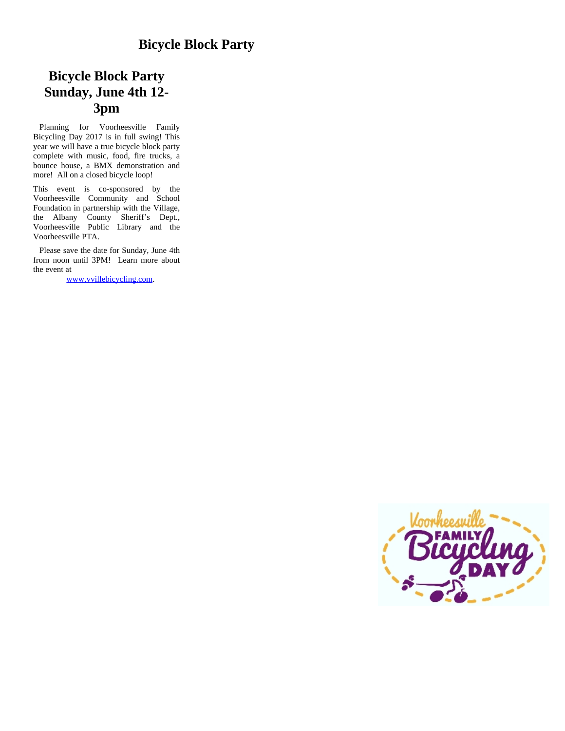# Bicycle Block Party

## Bicycle Block Party Sunday, June 4th 12-3pm

Planning for Voorheesville Family Bicycling Day 2017 is in full swing! This year we will have a true bicycle block party complete with music, food, fire trucks, a bounce house, a BMX demonstration and more! All on a closed bicycle loop!

This event is co-sponsored by the Voorheesville Community and School Foundation in partnership with the Village, the Albany County Sheriff's Dept., Voorheesville Public Library and the Voorheesville PTA.

Please save the date for Sunday, June 4th from noon until 3PM! Learn more about the event at www.vvillebicycling.com.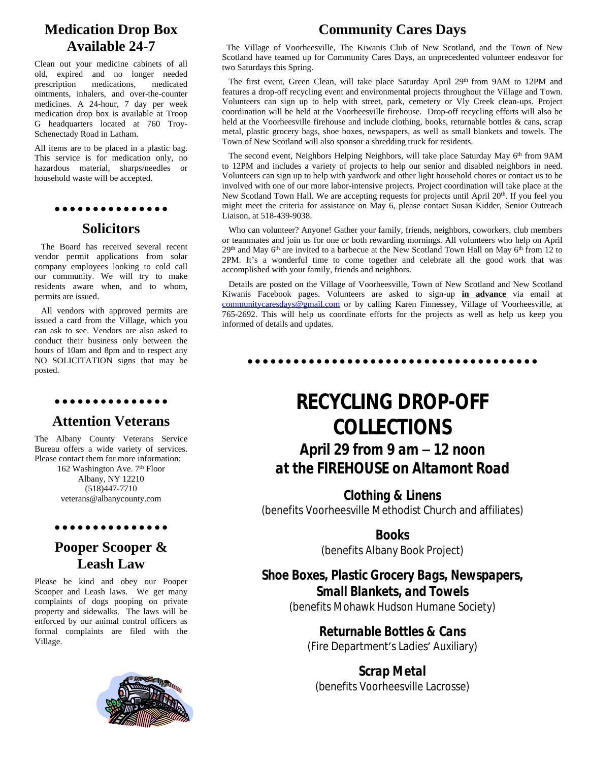## Medication Drop Box Available 24-7

Clean out your medicine cabinets of all old, expired and no longer needed prescription medications, medicated ointments, inhalers, and over-the-counter medicines. A 24-hour, 7 day per week medication drop box is available at Troop G headquarters located at 760 Troy-Schenectady Road in Latham.

All items are to be placed in a plastic bag. This service is for medication only, no hazardous material, sharps/needles or household waste will be accepted.

## Solicitors

The Board has received several recent vendor permit applications from solar company employees looking to cold call our community. We will try to make residents aware when, and to whom, permits are issued.

All vendors with approved permits are issued a card from the Village, which you can ask to see. Vendors are also asked to conduct their business only between the hours of 10am and 8pm and to respect any NO SOLICITATION signs that may be posted.

## Attention Veterans

The Albany County Veterans Service Bureau offers a wide variety of services. Please contact them for more information:

162 Washington Ave. 7th Floor
Albany, NY 12210
(518)447-7710
veterans@albanycounty.com

## Pooper Scooper & Leash Law

Please be kind and obey our Pooper Scooper and Leash laws. We get many complaints of dogs pooping on private property and sidewalks. The laws will be enforced by our animal control officers as formal complaints are filed with the Village.

## Community Cares Days

The Village of Voorheesville, The Kiwanis Club of New Scotland, and the Town of New Scotland have teamed up for Community Cares Days, an unprecedented volunteer endeavor for two Saturdays this Spring.

The first event, Green Clean, will take place Saturday April 29th from 9AM to 12PM and features a drop-off recycling event and environmental projects throughout the Village and Town. Volunteers can sign up to help with street, park, cemetery or Vly Creek clean-ups. Project coordination will be held at the Voorheesville firehouse. Drop-off recycling efforts will also be held at the Voorheesville firehouse and include clothing, books, returnable bottles & cans, scrap metal, plastic grocery bags, shoe boxes, newspapers, as well as small blankets and towels. The Town of New Scotland will also sponsor a shredding truck for residents.

The second event, Neighbors Helping Neighbors, will take place Saturday May 6th from 9AM to 12PM and includes a variety of projects to help our senior and disabled neighbors in need. Volunteers can sign up to help with yardwork and other light household chores or contact us to be involved with one of our more labor-intensive projects. Project coordination will take place at the New Scotland Town Hall. We are accepting requests for projects until April 20th. If you feel you might meet the criteria for assistance on May 6, please contact Susan Kidder, Senior Outreach Liaison, at 518-439-9038.

Who can volunteer? Anyone! Gather your family, friends, neighbors, coworkers, club members or teammates and join us for one or both rewarding mornings. All volunteers who help on April 29th and May 6th are invited to a barbecue at the New Scotland Town Hall on May 6th from 12 to 2PM. It's a wonderful time to come together and celebrate all the good work that was accomplished with your family, friends and neighbors.

Details are posted on the Village of Voorheesville, Town of New Scotland and New Scotland Kiwanis Facebook pages. Volunteers are asked to sign-up **in advance** via email at communitycaresdays@gmail.com or by calling Karen Finnessey, Village of Voorheesville, at 765-2692. This will help us coordinate efforts for the projects as well as help us keep you informed of details and updates.

# RECYCLING DROP-OFF COLLECTIONS

## April 29 from 9 am – 12 noon at the FIREHOUSE on Altamont Road

**Clothing & Linens**
(benefits Voorheesville Methodist Church and affiliates)

**Books**
(benefits Albany Book Project)

**Shoe Boxes, Plastic Grocery Bags, Newspapers, Small Blankets, and Towels**
(benefits Mohawk Hudson Humane Society)

**Returnable Bottles & Cans**
(Fire Department's Ladies' Auxiliary)

**Scrap Metal**
(benefits Voorheesville Lacrosse)